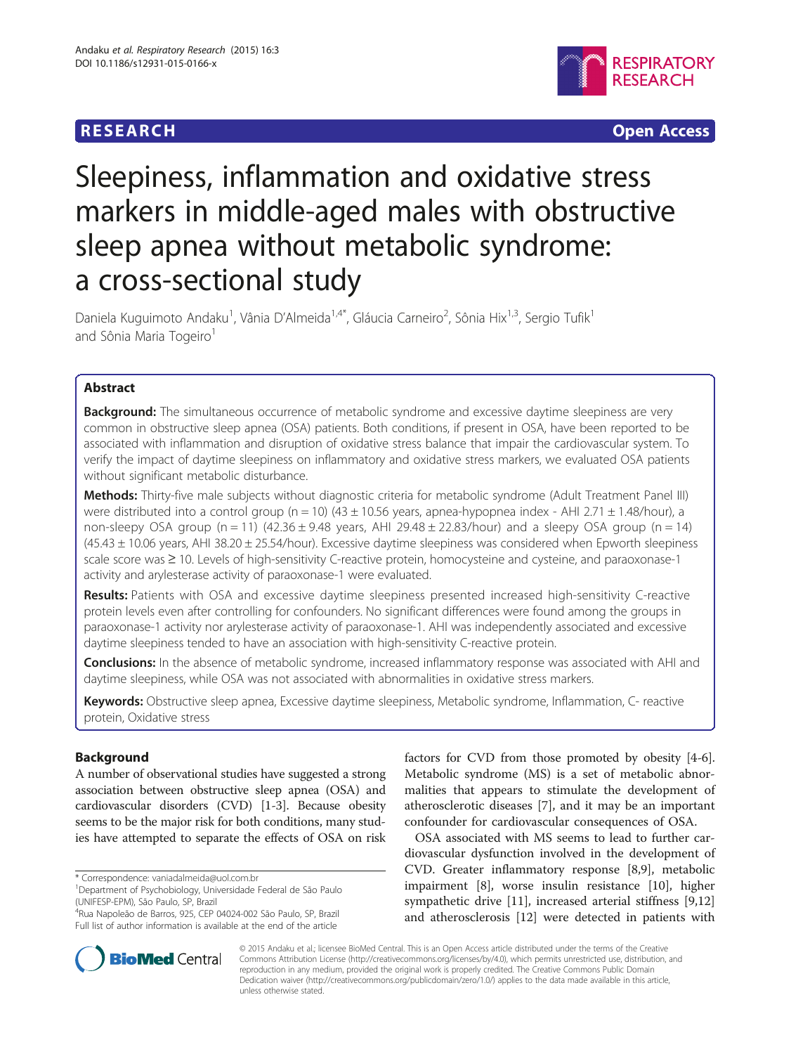RESEARCH Open Access

# Sleepiness, inflammation and oxidative stress markers in middle-aged males with obstructive sleep apnea without metabolic syndrome: a cross-sectional study

Daniela Kuguimoto Andaku[1], Vânia D'Almeida[1,4*], Gláucia Carneiro[2], Sônia Hix[1,3], Sergio Tufik[1] and Sônia Maria Togeiro[1]

## Abstract

**Background:** The simultaneous occurrence of metabolic syndrome and excessive daytime sleepiness are very common in obstructive sleep apnea (OSA) patients. Both conditions, if present in OSA, have been reported to be associated with inflammation and disruption of oxidative stress balance that impair the cardiovascular system. To verify the impact of daytime sleepiness on inflammatory and oxidative stress markers, we evaluated OSA patients without significant metabolic disturbance.

**Methods:** Thirty-five male subjects without diagnostic criteria for metabolic syndrome (Adult Treatment Panel III) were distributed into a control group (n = 10) (43 ± 10.56 years, apnea-hypopnea index - AHI 2.71 ± 1.48/hour), a non-sleepy OSA group (n = 11) (42.36 ± 9.48 years, AHI 29.48 ± 22.83/hour) and a sleepy OSA group (n = 14) (45.43 ± 10.06 years, AHI 38.20 ± 25.54/hour). Excessive daytime sleepiness was considered when Epworth sleepiness scale score was ≥ 10. Levels of high-sensitivity C-reactive protein, homocysteine and cysteine, and paraoxonase-1 activity and arylesterase activity of paraoxonase-1 were evaluated.

**Results:** Patients with OSA and excessive daytime sleepiness presented increased high-sensitivity C-reactive protein levels even after controlling for confounders. No significant differences were found among the groups in paraoxonase-1 activity nor arylesterase activity of paraoxonase-1. AHI was independently associated and excessive daytime sleepiness tended to have an association with high-sensitivity C-reactive protein.

**Conclusions:** In the absence of metabolic syndrome, increased inflammatory response was associated with AHI and daytime sleepiness, while OSA was not associated with abnormalities in oxidative stress markers.

**Keywords:** Obstructive sleep apnea, Excessive daytime sleepiness, Metabolic syndrome, Inflammation, C- reactive protein, Oxidative stress

## Background

A number of observational studies have suggested a strong association between obstructive sleep apnea (OSA) and cardiovascular disorders (CVD) [1-3]. Because obesity seems to be the major risk for both conditions, many studies have attempted to separate the effects of OSA on risk factors for CVD from those promoted by obesity [4-6]. Metabolic syndrome (MS) is a set of metabolic abnormalities that appears to stimulate the development of atherosclerotic diseases [7], and it may be an important confounder for cardiovascular consequences of OSA.

OSA associated with MS seems to lead to further cardiovascular dysfunction involved in the development of CVD. Greater inflammatory response [8,9], metabolic impairment [8], worse insulin resistance [10], higher sympathetic drive [11], increased arterial stiffness [9,12] and atherosclerosis [12] were detected in patients with

\* Correspondence: vaniadalmeida@uol.com.br
[1]Department of Psychobiology, Universidade Federal de São Paulo (UNIFESP-EPM), São Paulo, SP, Brazil
[4]Rua Napoleão de Barros, 925, CEP 04024-002 São Paulo, SP, Brazil
Full list of author information is available at the end of the article

© 2015 Andaku et al.; licensee BioMed Central. This is an Open Access article distributed under the terms of the Creative Commons Attribution License (http://creativecommons.org/licenses/by/4.0), which permits unrestricted use, distribution, and reproduction in any medium, provided the original work is properly credited. The Creative Commons Public Domain Dedication waiver (http://creativecommons.org/publicdomain/zero/1.0/) applies to the data made available in this article, unless otherwise stated.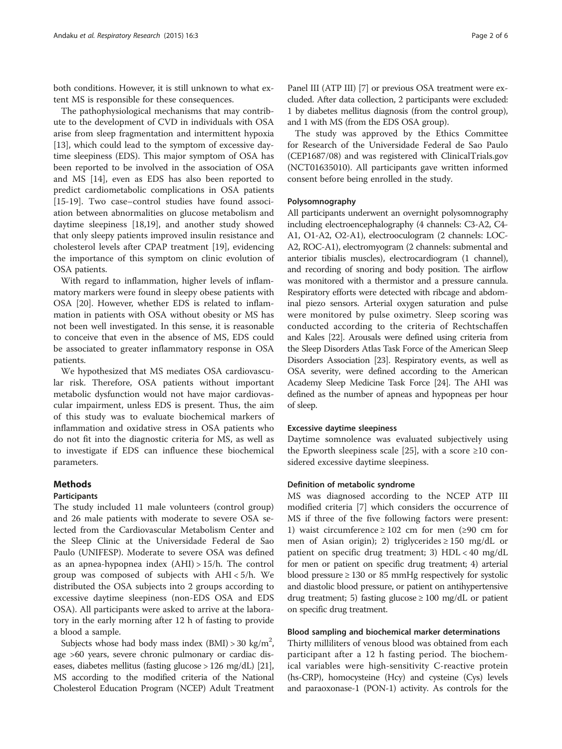both conditions. However, it is still unknown to what extent MS is responsible for these consequences.

The pathophysiological mechanisms that may contribute to the development of CVD in individuals with OSA arise from sleep fragmentation and intermittent hypoxia [13], which could lead to the symptom of excessive daytime sleepiness (EDS). This major symptom of OSA has been reported to be involved in the association of OSA and MS [14], even as EDS has also been reported to predict cardiometabolic complications in OSA patients [15-19]. Two case–control studies have found association between abnormalities on glucose metabolism and daytime sleepiness [18,19], and another study showed that only sleepy patients improved insulin resistance and cholesterol levels after CPAP treatment [19], evidencing the importance of this symptom on clinic evolution of OSA patients.

With regard to inflammation, higher levels of inflammatory markers were found in sleepy obese patients with OSA [20]. However, whether EDS is related to inflammation in patients with OSA without obesity or MS has not been well investigated. In this sense, it is reasonable to conceive that even in the absence of MS, EDS could be associated to greater inflammatory response in OSA patients.

We hypothesized that MS mediates OSA cardiovascular risk. Therefore, OSA patients without important metabolic dysfunction would not have major cardiovascular impairment, unless EDS is present. Thus, the aim of this study was to evaluate biochemical markers of inflammation and oxidative stress in OSA patients who do not fit into the diagnostic criteria for MS, as well as to investigate if EDS can influence these biochemical parameters.

## Methods

### Participants

The study included 11 male volunteers (control group) and 26 male patients with moderate to severe OSA selected from the Cardiovascular Metabolism Center and the Sleep Clinic at the Universidade Federal de Sao Paulo (UNIFESP). Moderate to severe OSA was defined as an apnea-hypopnea index (AHI) > 15/h. The control group was composed of subjects with AHI < 5/h. We distributed the OSA subjects into 2 groups according to excessive daytime sleepiness (non-EDS OSA and EDS OSA). All participants were asked to arrive at the laboratory in the early morning after 12 h of fasting to provide a blood sample.

Subjects whose had body mass index (BMI) > 30 kg/m$^2$, age >60 years, severe chronic pulmonary or cardiac diseases, diabetes mellitus (fasting glucose > 126 mg/dL) [21], MS according to the modified criteria of the National Cholesterol Education Program (NCEP) Adult Treatment Panel III (ATP III) [7] or previous OSA treatment were excluded. After data collection, 2 participants were excluded: 1 by diabetes mellitus diagnosis (from the control group), and 1 with MS (from the EDS OSA group).

The study was approved by the Ethics Committee for Research of the Universidade Federal de Sao Paulo (CEP1687/08) and was registered with ClinicalTrials.gov (NCT01635010). All participants gave written informed consent before being enrolled in the study.

### Polysomnography

All participants underwent an overnight polysomnography including electroencephalography (4 channels: C3-A2, C4-A1, O1-A2, O2-A1), electrooculogram (2 channels: LOC-A2, ROC-A1), electromyogram (2 channels: submental and anterior tibialis muscles), electrocardiogram (1 channel), and recording of snoring and body position. The airflow was monitored with a thermistor and a pressure cannula. Respiratory efforts were detected with ribcage and abdominal piezo sensors. Arterial oxygen saturation and pulse were monitored by pulse oximetry. Sleep scoring was conducted according to the criteria of Rechtschaffen and Kales [22]. Arousals were defined using criteria from the Sleep Disorders Atlas Task Force of the American Sleep Disorders Association [23]. Respiratory events, as well as OSA severity, were defined according to the American Academy Sleep Medicine Task Force [24]. The AHI was defined as the number of apneas and hypopneas per hour of sleep.

### Excessive daytime sleepiness

Daytime somnolence was evaluated subjectively using the Epworth sleepiness scale [25], with a score ≥10 considered excessive daytime sleepiness.

### Definition of metabolic syndrome

MS was diagnosed according to the NCEP ATP III modified criteria [7] which considers the occurrence of MS if three of the five following factors were present: 1) waist circumference ≥ 102 cm for men (≥90 cm for men of Asian origin); 2) triglycerides ≥ 150 mg/dL or patient on specific drug treatment; 3) HDL < 40 mg/dL for men or patient on specific drug treatment; 4) arterial blood pressure ≥ 130 or 85 mmHg respectively for systolic and diastolic blood pressure, or patient on antihypertensive drug treatment; 5) fasting glucose ≥ 100 mg/dL or patient on specific drug treatment.

### Blood sampling and biochemical marker determinations

Thirty milliliters of venous blood was obtained from each participant after a 12 h fasting period. The biochemical variables were high-sensitivity C-reactive protein (hs-CRP), homocysteine (Hcy) and cysteine (Cys) levels and paraoxonase-1 (PON-1) activity. As controls for the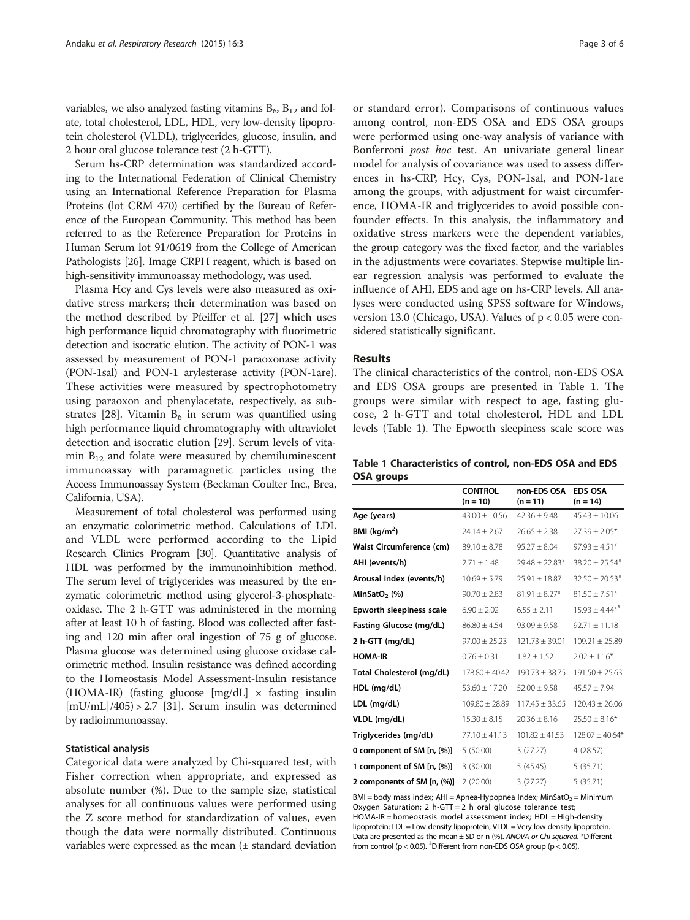variables, we also analyzed fasting vitamins $B_6$, $B_{12}$ and folate, total cholesterol, LDL, HDL, very low-density lipoprotein cholesterol (VLDL), triglycerides, glucose, insulin, and 2 hour oral glucose tolerance test (2 h-GTT).

Serum hs-CRP determination was standardized according to the International Federation of Clinical Chemistry using an International Reference Preparation for Plasma Proteins (lot CRM 470) certified by the Bureau of Reference of the European Community. This method has been referred to as the Reference Preparation for Proteins in Human Serum lot 91/0619 from the College of American Pathologists [26]. Image CRPH reagent, which is based on high-sensitivity immunoassay methodology, was used.

Plasma Hcy and Cys levels were also measured as oxidative stress markers; their determination was based on the method described by Pfeiffer et al. [27] which uses high performance liquid chromatography with fluorimetric detection and isocratic elution. The activity of PON-1 was assessed by measurement of PON-1 paraoxonase activity (PON-1sal) and PON-1 arylesterase activity (PON-1are). These activities were measured by spectrophotometry using paraoxon and phenylacetate, respectively, as substrates [28]. Vitamin $B_6$ in serum was quantified using high performance liquid chromatography with ultraviolet detection and isocratic elution [29]. Serum levels of vitamin $B_{12}$ and folate were measured by chemiluminescent immunoassay with paramagnetic particles using the Access Immunoassay System (Beckman Coulter Inc., Brea, California, USA).

Measurement of total cholesterol was performed using an enzymatic colorimetric method. Calculations of LDL and VLDL were performed according to the Lipid Research Clinics Program [30]. Quantitative analysis of HDL was performed by the immunoinhibition method. The serum level of triglycerides was measured by the enzymatic colorimetric method using glycerol-3-phosphate-oxidase. The 2 h-GTT was administered in the morning after at least 10 h of fasting. Blood was collected after fasting and 120 min after oral ingestion of 75 g of glucose. Plasma glucose was determined using glucose oxidase calorimetric method. Insulin resistance was defined according to the Homeostasis Model Assessment-Insulin resistance (HOMA-IR) (fasting glucose [mg/dL] × fasting insulin [mU/mL]/405) > 2.7 [31]. Serum insulin was determined by radioimmunoassay.

### Statistical analysis

Categorical data were analyzed by Chi-squared test, with Fisher correction when appropriate, and expressed as absolute number (%). Due to the sample size, statistical analyses for all continuous values were performed using the Z score method for standardization of values, even though the data were normally distributed. Continuous variables were expressed as the mean (± standard deviation or standard error). Comparisons of continuous values among control, non-EDS OSA and EDS OSA groups were performed using one-way analysis of variance with Bonferroni *post hoc* test. An univariate general linear model for analysis of covariance was used to assess differences in hs-CRP, Hcy, Cys, PON-1sal, and PON-1are among the groups, with adjustment for waist circumference, HOMA-IR and triglycerides to avoid possible confounder effects. In this analysis, the inflammatory and oxidative stress markers were the dependent variables, the group category was the fixed factor, and the variables in the adjustments were covariates. Stepwise multiple linear regression analysis was performed to evaluate the influence of AHI, EDS and age on hs-CRP levels. All analyses were conducted using SPSS software for Windows, version 13.0 (Chicago, USA). Values of $p < 0.05$ were considered statistically significant.

## Results

The clinical characteristics of the control, non-EDS OSA and EDS OSA groups are presented in Table 1. The groups were similar with respect to age, fasting glucose, 2 h-GTT and total cholesterol, HDL and LDL levels (Table 1). The Epworth sleepiness scale score was

**Table 1 Characteristics of control, non-EDS OSA and EDS OSA groups**

| | CONTROL (n = 10) | non-EDS OSA (n = 11) | EDS OSA (n = 14) |
|---|---|---|---|
| **Age (years)** | 43.00 ± 10.56 | 42.36 ± 9.48 | 45.43 ± 10.06 |
| **BMI (kg/m$^2$)** | 24.14 ± 2.67 | 26.65 ± 2.38 | 27.39 ± 2.05* |
| **Waist Circumference (cm)** | 89.10 ± 8.78 | 95.27 ± 8.04 | 97.93 ± 4.51* |
| **AHI (events/h)** | 2.71 ± 1.48 | 29.48 ± 22.83* | 38.20 ± 25.54* |
| **Arousal index (events/h)** | 10.69 ± 5.79 | 25.91 ± 18.87 | 32.50 ± 20.53* |
| **MinSat$O_2$ (%)** | 90.70 ± 2.83 | 81.91 ± 8.27* | 81.50 ± 7.51* |
| **Epworth sleepiness scale** | 6.90 ± 2.02 | 6.55 ± 2.11 | 15.93 ± 4.44*# |
| **Fasting Glucose (mg/dL)** | 86.80 ± 4.54 | 93.09 ± 9.58 | 92.71 ± 11.18 |
| **2 h-GTT (mg/dL)** | 97.00 ± 25.23 | 121.73 ± 39.01 | 109.21 ± 25.89 |
| **HOMA-IR** | 0.76 ± 0.31 | 1.82 ± 1.52 | 2.02 ± 1.16* |
| **Total Cholesterol (mg/dL)** | 178.80 ± 40.42 | 190.73 ± 38.75 | 191.50 ± 25.63 |
| **HDL (mg/dL)** | 53.60 ± 17.20 | 52.00 ± 9.58 | 45.57 ± 7.94 |
| **LDL (mg/dL)** | 109.80 ± 28.89 | 117.45 ± 33.65 | 120.43 ± 26.06 |
| **VLDL (mg/dL)** | 15.30 ± 8.15 | 20.36 ± 8.16 | 25.50 ± 8.16* |
| **Triglycerides (mg/dL)** | 77.10 ± 41.13 | 101.82 ± 41.53 | 128.07 ± 40.64* |
| **0 component of SM [n, (%)]** | 5 (50.00) | 3 (27.27) | 4 (28.57) |
| **1 component of SM [n, (%)]** | 3 (30.00) | 5 (45.45) | 5 (35.71) |
| **2 components of SM [n, (%)]** | 2 (20.00) | 3 (27.27) | 5 (35.71) |

BMI = body mass index; AHI = Apnea-Hypopnea Index; MinSat$O_2$ = Minimum Oxygen Saturation; 2 h-GTT = 2 h oral glucose tolerance test; HOMA-IR = homeostasis model assessment index; HDL = High-density lipoprotein; LDL = Low-density lipoprotein; VLDL = Very-low-density lipoprotein. Data are presented as the mean ± SD or n (%). *ANOVA or Chi-squared*. *Different from control ($p < 0.05$). #Different from non-EDS OSA group ($p < 0.05$).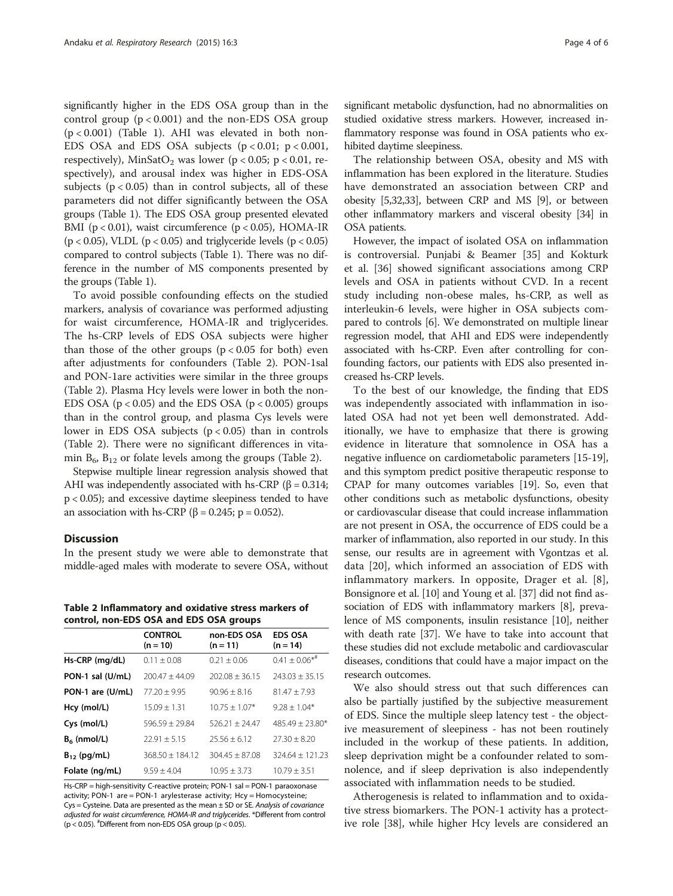significantly higher in the EDS OSA group than in the control group ($p < 0.001$) and the non-EDS OSA group ($p < 0.001$) (Table 1). AHI was elevated in both non-EDS OSA and EDS OSA subjects ($p < 0.01$; $p < 0.001$, respectively), $MinSatO_2$ was lower ($p < 0.05$; $p < 0.01$, respectively), and arousal index was higher in EDS-OSA subjects ($p < 0.05$) than in control subjects, all of these parameters did not differ significantly between the OSA groups (Table 1). The EDS OSA group presented elevated BMI ($p < 0.01$), waist circumference ($p < 0.05$), HOMA-IR ($p < 0.05$), VLDL ($p < 0.05$) and triglyceride levels ($p < 0.05$) compared to control subjects (Table 1). There was no difference in the number of MS components presented by the groups (Table 1).

To avoid possible confounding effects on the studied markers, analysis of covariance was performed adjusting for waist circumference, HOMA-IR and triglycerides. The hs-CRP levels of EDS OSA subjects were higher than those of the other groups ($p < 0.05$ for both) even after adjustments for confounders (Table 2). PON-1sal and PON-1are activities were similar in the three groups (Table 2). Plasma Hcy levels were lower in both the non-EDS OSA ($p < 0.05$) and the EDS OSA ($p < 0.005$) groups than in the control group, and plasma Cys levels were lower in EDS OSA subjects ($p < 0.05$) than in controls (Table 2). There were no significant differences in vitamin $B_6$, $B_{12}$ or folate levels among the groups (Table 2).

Stepwise multiple linear regression analysis showed that AHI was independently associated with hs-CRP ($\beta = 0.314$; $p < 0.05$); and excessive daytime sleepiness tended to have an association with hs-CRP ($\beta = 0.245$; $p = 0.052$).

## Discussion

In the present study we were able to demonstrate that middle-aged males with moderate to severe OSA, without significant metabolic dysfunction, had no abnormalities on studied oxidative stress markers. However, increased inflammatory response was found in OSA patients who exhibited daytime sleepiness.

The relationship between OSA, obesity and MS with inflammation has been explored in the literature. Studies have demonstrated an association between CRP and obesity [5,32,33], between CRP and MS [9], or between other inflammatory markers and visceral obesity [34] in OSA patients.

However, the impact of isolated OSA on inflammation is controversial. Punjabi & Beamer [35] and Kokturk et al. [36] showed significant associations among CRP levels and OSA in patients without CVD. In a recent study including non-obese males, hs-CRP, as well as interleukin-6 levels, were higher in OSA subjects compared to controls [6]. We demonstrated on multiple linear regression model, that AHI and EDS were independently associated with hs-CRP. Even after controlling for confounding factors, our patients with EDS also presented increased hs-CRP levels.

To the best of our knowledge, the finding that EDS was independently associated with inflammation in isolated OSA had not yet been well demonstrated. Additionally, we have to emphasize that there is growing evidence in literature that somnolence in OSA has a negative influence on cardiometabolic parameters [15-19], and this symptom predict positive therapeutic response to CPAP for many outcomes variables [19]. So, even that other conditions such as metabolic dysfunctions, obesity or cardiovascular disease that could increase inflammation are not present in OSA, the occurrence of EDS could be a marker of inflammation, also reported in our study. In this sense, our results are in agreement with Vgontzas et al. data [20], which informed an association of EDS with inflammatory markers. In opposite, Drager et al. [8], Bonsignore et al. [10] and Young et al. [37] did not find association of EDS with inflammatory markers [8], prevalence of MS components, insulin resistance [10], neither with death rate [37]. We have to take into account that these studies did not exclude metabolic and cardiovascular diseases, conditions that could have a major impact on the research outcomes.

We also should stress out that such differences can also be partially justified by the subjective measurement of EDS. Since the multiple sleep latency test - the objective measurement of sleepiness - has not been routinely included in the workup of these patients. In addition, sleep deprivation might be a confounder related to somnolence, and if sleep deprivation is also independently associated with inflammation needs to be studied.

Atherogenesis is related to inflammation and to oxidative stress biomarkers. The PON-1 activity has a protective role [38], while higher Hcy levels are considered an

**Table 2 Inflammatory and oxidative stress markers of control, non-EDS OSA and EDS OSA groups**

| | CONTROL (n = 10) | non-EDS OSA (n = 11) | EDS OSA (n = 14) |
|---|---|---|---|
| **Hs-CRP (mg/dL)** | 0.11 ± 0.08 | 0.21 ± 0.06 | 0.41 ± 0.06*# |
| **PON-1 sal (U/mL)** | 200.47 ± 44.09 | 202.08 ± 36.15 | 243.03 ± 35.15 |
| **PON-1 are (U/mL)** | 77.20 ± 9.95 | 90.96 ± 8.16 | 81.47 ± 7.93 |
| **Hcy (mol/L)** | 15.09 ± 1.31 | 10.75 ± 1.07* | 9.28 ± 1.04* |
| **Cys (mol/L)** | 596.59 ± 29.84 | 526.21 ± 24.47 | 485.49 ± 23.80* |
| **$B_6$ (nmol/L)** | 22.91 ± 5.15 | 25.56 ± 6.12 | 27.30 ± 8.20 |
| **$B_{12}$ (pg/mL)** | 368.50 ± 184.12 | 304.45 ± 87.08 | 324.64 ± 121.23 |
| **Folate (ng/mL)** | 9.59 ± 4.04 | 10.95 ± 3.73 | 10.79 ± 3.51 |

Hs-CRP = high-sensitivity C-reactive protein; PON-1 sal = PON-1 paraoxonase activity; PON-1 are = PON-1 arylesterase activity; Hcy = Homocysteine; Cys = Cysteine. Data are presented as the mean ± SD or SE. *Analysis of covariance adjusted for waist circumference, HOMA-IR and triglycerides*. *Different from control ($p < 0.05$). #Different from non-EDS OSA group ($p < 0.05$).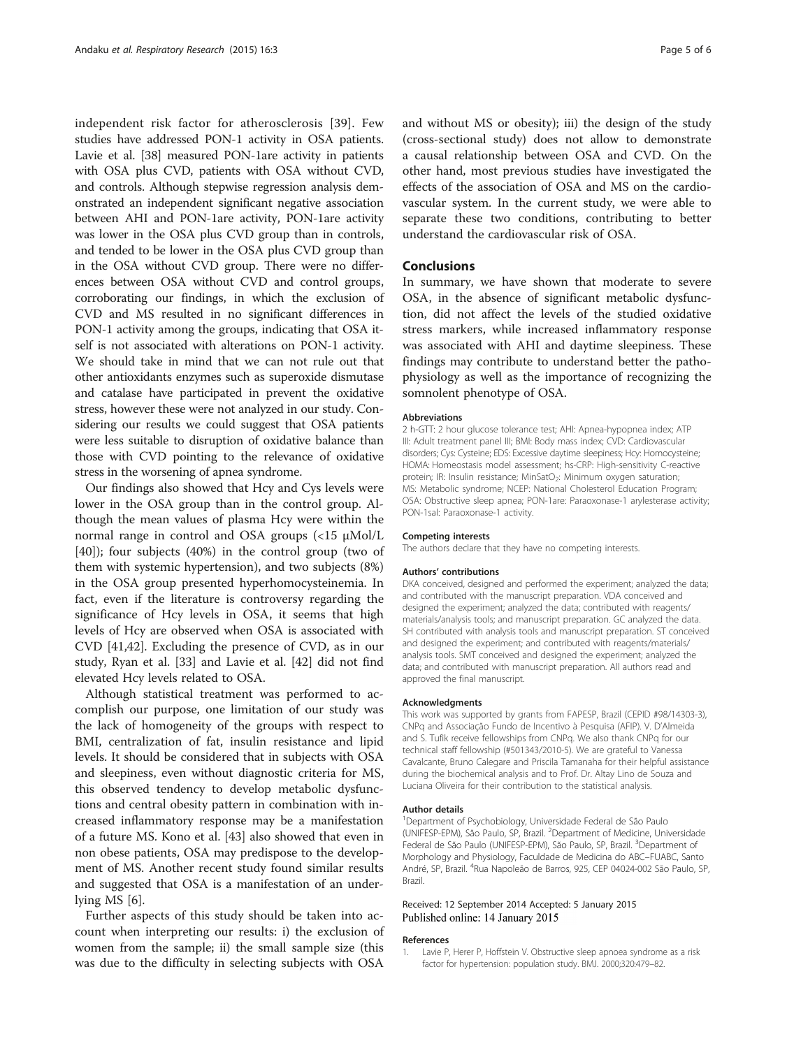independent risk factor for atherosclerosis [39]. Few studies have addressed PON-1 activity in OSA patients. Lavie et al. [38] measured PON-1are activity in patients with OSA plus CVD, patients with OSA without CVD, and controls. Although stepwise regression analysis demonstrated an independent significant negative association between AHI and PON-1are activity, PON-1are activity was lower in the OSA plus CVD group than in controls, and tended to be lower in the OSA plus CVD group than in the OSA without CVD group. There were no differences between OSA without CVD and control groups, corroborating our findings, in which the exclusion of CVD and MS resulted in no significant differences in PON-1 activity among the groups, indicating that OSA itself is not associated with alterations on PON-1 activity. We should take in mind that we can not rule out that other antioxidants enzymes such as superoxide dismutase and catalase have participated in prevent the oxidative stress, however these were not analyzed in our study. Considering our results we could suggest that OSA patients were less suitable to disruption of oxidative balance than those with CVD pointing to the relevance of oxidative stress in the worsening of apnea syndrome.

Our findings also showed that Hcy and Cys levels were lower in the OSA group than in the control group. Although the mean values of plasma Hcy were within the normal range in control and OSA groups (<15 μMol/L [40]); four subjects (40%) in the control group (two of them with systemic hypertension), and two subjects (8%) in the OSA group presented hyperhomocysteinemia. In fact, even if the literature is controversy regarding the significance of Hcy levels in OSA, it seems that high levels of Hcy are observed when OSA is associated with CVD [41,42]. Excluding the presence of CVD, as in our study, Ryan et al. [33] and Lavie et al. [42] did not find elevated Hcy levels related to OSA.

Although statistical treatment was performed to accomplish our purpose, one limitation of our study was the lack of homogeneity of the groups with respect to BMI, centralization of fat, insulin resistance and lipid levels. It should be considered that in subjects with OSA and sleepiness, even without diagnostic criteria for MS, this observed tendency to develop metabolic dysfunctions and central obesity pattern in combination with increased inflammatory response may be a manifestation of a future MS. Kono et al. [43] also showed that even in non obese patients, OSA may predispose to the development of MS. Another recent study found similar results and suggested that OSA is a manifestation of an underlying MS [6].

Further aspects of this study should be taken into account when interpreting our results: i) the exclusion of women from the sample; ii) the small sample size (this was due to the difficulty in selecting subjects with OSA and without MS or obesity); iii) the design of the study (cross-sectional study) does not allow to demonstrate a causal relationship between OSA and CVD. On the other hand, most previous studies have investigated the effects of the association of OSA and MS on the cardiovascular system. In the current study, we were able to separate these two conditions, contributing to better understand the cardiovascular risk of OSA.

## Conclusions

In summary, we have shown that moderate to severe OSA, in the absence of significant metabolic dysfunction, did not affect the levels of the studied oxidative stress markers, while increased inflammatory response was associated with AHI and daytime sleepiness. These findings may contribute to understand better the pathophysiology as well as the importance of recognizing the somnolent phenotype of OSA.

#### Abbreviations

2 h-GTT: 2 hour glucose tolerance test; AHI: Apnea-hypopnea index; ATP III: Adult treatment panel III; BMI: Body mass index; CVD: Cardiovascular disorders; Cys: Cysteine; EDS: Excessive daytime sleepiness; Hcy: Homocysteine; HOMA: Homeostasis model assessment; hs-CRP: High-sensitivity C-reactive protein; IR: Insulin resistance; MinSat$O_2$: Minimum oxygen saturation; MS: Metabolic syndrome; NCEP: National Cholesterol Education Program; OSA: Obstructive sleep apnea; PON-1are: Paraoxonase-1 arylesterase activity; PON-1sal: Paraoxonase-1 activity.

#### Competing interests

The authors declare that they have no competing interests.

#### Authors' contributions

DKA conceived, designed and performed the experiment; analyzed the data; and contributed with the manuscript preparation. VDA conceived and designed the experiment; analyzed the data; contributed with reagents/materials/analysis tools; and manuscript preparation. GC analyzed the data. SH contributed with analysis tools and manuscript preparation. ST conceived and designed the experiment; and contributed with reagents/materials/analysis tools. SMT conceived and designed the experiment; analyzed the data; and contributed with manuscript preparation. All authors read and approved the final manuscript.

#### Acknowledgments

This work was supported by grants from FAPESP, Brazil (CEPID #98/14303-3), CNPq and Associação Fundo de Incentivo à Pesquisa (AFIP). V. D'Almeida and S. Tufik receive fellowships from CNPq. We also thank CNPq for our technical staff fellowship (#501343/2010-5). We are grateful to Vanessa Cavalcante, Bruno Calegare and Priscila Tamanaha for their helpful assistance during the biochemical analysis and to Prof. Dr. Altay Lino de Souza and Luciana Oliveira for their contribution to the statistical analysis.

#### Author details

[1]Department of Psychobiology, Universidade Federal de São Paulo (UNIFESP-EPM), São Paulo, SP, Brazil. [2]Department of Medicine, Universidade Federal de São Paulo (UNIFESP-EPM), São Paulo, SP, Brazil. [3]Department of Morphology and Physiology, Faculdade de Medicina do ABC–FUABC, Santo André, SP, Brazil. [4]Rua Napoleão de Barros, 925, CEP 04024-002 São Paulo, SP, Brazil.

Received: 12 September 2014 Accepted: 5 January 2015
Published online: 14 January 2015

#### References

1. Lavie P, Herer P, Hoffstein V. Obstructive sleep apnoea syndrome as a risk factor for hypertension: population study. BMJ. 2000;320:479–82.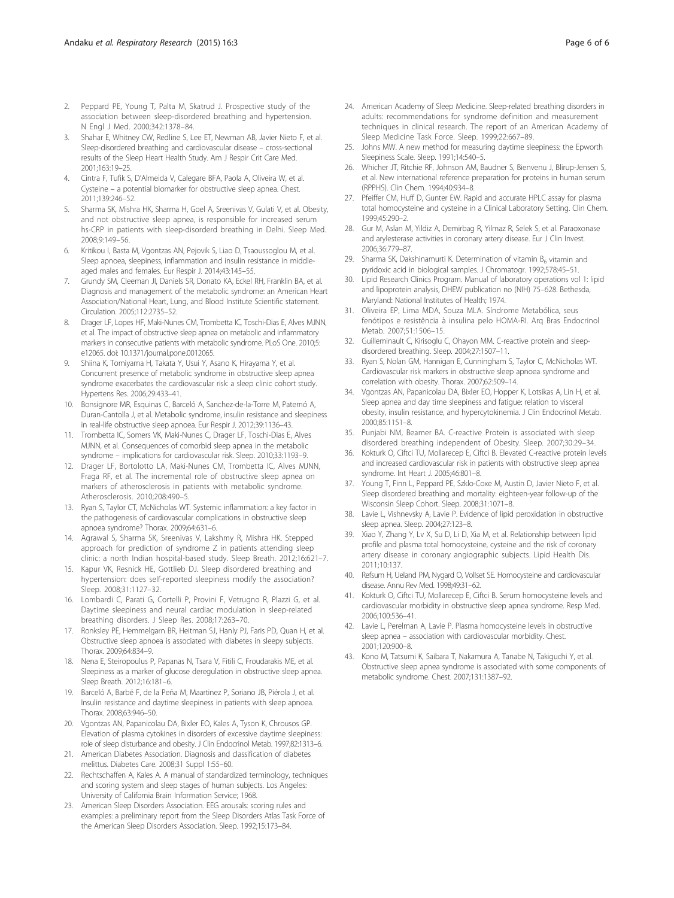2. Peppard PE, Young T, Palta M, Skatrud J. Prospective study of the association between sleep-disordered breathing and hypertension. N Engl J Med. 2000;342:1378–84.
3. Shahar E, Whitney CW, Redline S, Lee ET, Newman AB, Javier Nieto F, et al. Sleep-disordered breathing and cardiovascular disease – cross-sectional results of the Sleep Heart Health Study. Am J Respir Crit Care Med. 2001;163:19–25.
4. Cintra F, Tufik S, D'Almeida V, Calegare BFA, Paola A, Oliveira W, et al. Cysteine – a potential biomarker for obstructive sleep apnea. Chest. 2011;139:246–52.
5. Sharma SK, Mishra HK, Sharma H, Goel A, Sreenivas V, Gulati V, et al. Obesity, and not obstructive sleep apnea, is responsible for increased serum hs-CRP in patients with sleep-disorderd breathing in Delhi. Sleep Med. 2008;9:149–56.
6. Kritikou I, Basta M, Vgontzas AN, Pejovik S, Liao D, Tsaoussoglou M, et al. Sleep apnoea, sleepiness, inflammation and insulin resistance in middle-aged males and females. Eur Respir J. 2014;43:145–55.
7. Grundy SM, Cleeman JI, Daniels SR, Donato KA, Eckel RH, Franklin BA, et al. Diagnosis and management of the metabolic syndrome: an American Heart Association/National Heart, Lung, and Blood Institute Scientific statement. Circulation. 2005;112:2735–52.
8. Drager LF, Lopes HF, Maki-Nunes CM, Trombetta IC, Toschi-Dias E, Alves MJNN, et al. The impact of obstructive sleep apnea on metabolic and inflammatory markers in consecutive patients with metabolic syndrome. PLoS One. 2010;5:e12065. doi: 10.1371/journal.pone.0012065.
9. Shiina K, Tomiyama H, Takata Y, Usui Y, Asano K, Hirayama Y, et al. Concurrent presence of metabolic syndrome in obstructive sleep apnea syndrome exacerbates the cardiovascular risk: a sleep clinic cohort study. Hypertens Res. 2006;29:433–41.
10. Bonsignore MR, Esquinas C, Barceló A, Sanchez-de-la-Torre M, Paternó A, Duran-Cantolla J, et al. Metabolic syndrome, insulin resistance and sleepiness in real-life obstructive sleep apnoea. Eur Respir J. 2012;39:1136–43.
11. Trombetta IC, Somers VK, Maki-Nunes C, Drager LF, Toschi-Dias E, Alves MJNN, et al. Consequences of comorbid sleep apnea in the metabolic syndrome – implications for cardiovascular risk. Sleep. 2010;33:1193–9.
12. Drager LF, Bortolotto LA, Maki-Nunes CM, Trombetta IC, Alves MJNN, Fraga RF, et al. The incremental role of obstructive sleep apnea on markers of atherosclerosis in patients with metabolic syndrome. Atherosclerosis. 2010;208:490–5.
13. Ryan S, Taylor CT, McNicholas WT. Systemic inflammation: a key factor in the pathogenesis of cardiovascular complications in obstructive sleep apnoea syndrome? Thorax. 2009;64:631–6.
14. Agrawal S, Sharma SK, Sreenivas V, Lakshmy R, Mishra HK. Stepped approach for prediction of syndrome Z in patients attending sleep clinic: a north Indian hospital-based study. Sleep Breath. 2012;16:621–7.
15. Kapur VK, Resnick HE, Gottlieb DJ. Sleep disordered breathing and hypertension: does self-reported sleepiness modify the association? Sleep. 2008;31:1127–32.
16. Lombardi C, Parati G, Cortelli P, Provini F, Vetrugno R, Plazzi G, et al. Daytime sleepiness and neural cardiac modulation in sleep-related breathing disorders. J Sleep Res. 2008;17:263–70.
17. Ronksley PE, Hemmelgarn BR, Heitman SJ, Hanly PJ, Faris PD, Quan H, et al. Obstructive sleep apnoea is associated with diabetes in sleepy subjects. Thorax. 2009;64:834–9.
18. Nena E, Steiropoulus P, Papanas N, Tsara V, Fitili C, Froudarakis ME, et al. Sleepiness as a marker of glucose deregulation in obstructive sleep apnea. Sleep Breath. 2012;16:181–6.
19. Barceló A, Barbé F, de la Peña M, Maartinez P, Soriano JB, Piérola J, et al. Insulin resistance and daytime sleepiness in patients with sleep apnoea. Thorax. 2008;63:946–50.
20. Vgontzas AN, Papanicolau DA, Bixler EO, Kales A, Tyson K, Chrousos GP. Elevation of plasma cytokines in disorders of excessive daytime sleepiness: role of sleep disturbance and obesity. J Clin Endocrinol Metab. 1997;82:1313–6.
21. American Diabetes Association. Diagnosis and classification of diabetes melittus. Diabetes Care. 2008;31 Suppl 1:55–60.
22. Rechtschaffen A, Kales A. A manual of standardized terminology, techniques and scoring system and sleep stages of human subjects. Los Angeles: University of California Brain Information Service; 1968.
23. American Sleep Disorders Association. EEG arousals: scoring rules and examples: a preliminary report from the Sleep Disorders Atlas Task Force of the American Sleep Disorders Association. Sleep. 1992;15:173–84.
24. American Academy of Sleep Medicine. Sleep-related breathing disorders in adults: recommendations for syndrome definition and measurement techniques in clinical research. The report of an American Academy of Sleep Medicine Task Force. Sleep. 1999;22:667–89.
25. Johns MW. A new method for measuring daytime sleepiness: the Epworth Sleepiness Scale. Sleep. 1991;14:540–5.
26. Whicher JT, Ritchie RF, Johnson AM, Baudner S, Bienvenu J, Blirup-Jensen S, et al. New international reference preparation for proteins in human serum (RPPHS). Clin Chem. 1994;40:934–8.
27. Pfeiffer CM, Huff D, Gunter EW. Rapid and accurate HPLC assay for plasma total homocysteine and cysteine in a Clinical Laboratory Setting. Clin Chem. 1999;45:290–2.
28. Gur M, Aslan M, Yildiz A, Demirbag R, Yilmaz R, Selek S, et al. Paraoxonase and arylesterase activities in coronary artery disease. Eur J Clin Invest. 2006;36:779–87.
29. Sharma SK, Dakshinamurti K. Determination of vitamin $B_6$ vitamin and pyridoxic acid in biological samples. J Chromatogr. 1992;578:45–51.
30. Lipid Research Clinics Program. Manual of laboratory operations vol 1: lipid and lipoprotein analysis, DHEW publication no (NIH) 75–628. Bethesda, Maryland: National Institutes of Health; 1974.
31. Oliveira EP, Lima MDA, Souza MLA. Síndrome Metabólica, seus fenótipos e resistência à insulina pelo HOMA-RI. Arq Bras Endocrinol Metab. 2007;51:1506–15.
32. Guilleminault C, Kirisoglu C, Ohayon MM. C-reactive protein and sleep-disordered breathing. Sleep. 2004;27:1507–11.
33. Ryan S, Nolan GM, Hannigan E, Cunningham S, Taylor C, McNicholas WT. Cardiovascular risk markers in obstructive sleep apnoea syndrome and correlation with obesity. Thorax. 2007;62:509–14.
34. Vgontzas AN, Papanicolau DA, Bixler EO, Hopper K, Lotsikas A, Lin H, et al. Sleep apnea and day time sleepiness and fatigue: relation to visceral obesity, insulin resistance, and hypercytokinemia. J Clin Endocrinol Metab. 2000;85:1151–8.
35. Punjabi NM, Beamer BA. C-reactive Protein is associated with sleep disordered breathing independent of Obesity. Sleep. 2007;30:29–34.
36. Kokturk O, Ciftci TU, Mollarecep E, Ciftci B. Elevated C-reactive protein levels and increased cardiovascular risk in patients with obstructive sleep apnea syndrome. Int Heart J. 2005;46:801–8.
37. Young T, Finn L, Peppard PE, Szklo-Coxe M, Austin D, Javier Nieto F, et al. Sleep disordered breathing and mortality: eighteen-year follow-up of the Wisconsin Sleep Cohort. Sleep. 2008;31:1071–8.
38. Lavie L, Vishnevsky A, Lavie P. Evidence of lipid peroxidation in obstructive sleep apnea. Sleep. 2004;27:123–8.
39. Xiao Y, Zhang Y, Lv X, Su D, Li D, Xia M, et al. Relationship between lipid profile and plasma total homocysteine, cysteine and the risk of coronary artery disease in coronary angiographic subjects. Lipid Health Dis. 2011;10:137.
40. Refsum H, Ueland PM, Nygard O, Vollset SE. Homocysteine and cardiovascular disease. Annu Rev Med. 1998;49:31–62.
41. Kokturk O, Ciftci TU, Mollarecep E, Ciftci B. Serum homocysteine levels and cardiovascular morbidity in obstructive sleep apnea syndrome. Resp Med. 2006;100:536–41.
42. Lavie L, Perelman A, Lavie P. Plasma homocysteine levels in obstructive sleep apnea – association with cardiovascular morbidity. Chest. 2001;120:900–8.
43. Kono M, Tatsumi K, Saibara T, Nakamura A, Tanabe N, Takiguchi Y, et al. Obstructive sleep apnea syndrome is associated with some components of metabolic syndrome. Chest. 2007;131:1387–92.